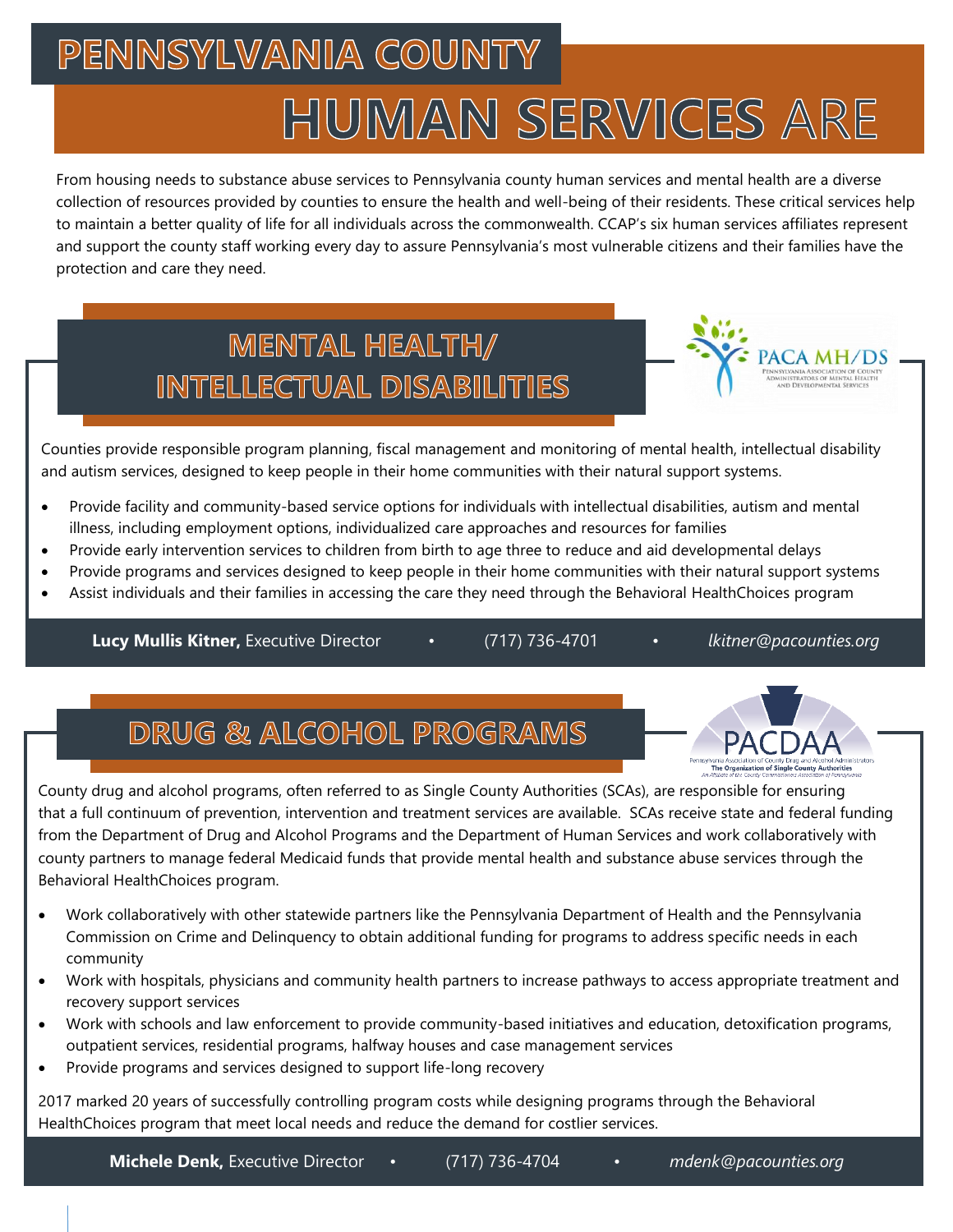# PENNSYLVANIA COUNTY HUMAN SERVICES ARE

From housing needs to substance abuse services to Pennsylvania county human services and mental health are a diverse collection of resources provided by counties to ensure the health and well-being of their residents. These critical services help to maintain a better quality of life for all individuals across the commonwealth. CCAP's six human services affiliates represent and support the county staff working every day to assure Pennsylvania's most vulnerable citizens and their families have the protection and care they need.

## MENTAL HEALTH/ INTELLECTUAL DISABILITIES

PACA MH/DS
PENNSYLVANIA ASSOCIATION OF COUNTY ADMINISTRATORS OF MENTAL HEALTH AND DEVELOPMENTAL SERVICES

Counties provide responsible program planning, fiscal management and monitoring of mental health, intellectual disability and autism services, designed to keep people in their home communities with their natural support systems.

- Provide facility and community-based service options for individuals with intellectual disabilities, autism and mental illness, including employment options, individualized care approaches and resources for families
- Provide early intervention services to children from birth to age three to reduce and aid developmental delays
- Provide programs and services designed to keep people in their home communities with their natural support systems
- Assist individuals and their families in accessing the care they need through the Behavioral HealthChoices program

**Lucy Mullis Kitner,** Executive Director • (717) 736-4701 • *lkitner@pacounties.org*

## DRUG & ALCOHOL PROGRAMS

PACDAA
Pennsylvania Association of County Drug and Alcohol Administrators
The Organization of Single County Authorities
An Affiliate of the County Commissioners Association of Pennsylvania

County drug and alcohol programs, often referred to as Single County Authorities (SCAs), are responsible for ensuring that a full continuum of prevention, intervention and treatment services are available. SCAs receive state and federal funding from the Department of Drug and Alcohol Programs and the Department of Human Services and work collaboratively with county partners to manage federal Medicaid funds that provide mental health and substance abuse services through the Behavioral HealthChoices program.

- Work collaboratively with other statewide partners like the Pennsylvania Department of Health and the Pennsylvania Commission on Crime and Delinquency to obtain additional funding for programs to address specific needs in each community
- Work with hospitals, physicians and community health partners to increase pathways to access appropriate treatment and recovery support services
- Work with schools and law enforcement to provide community-based initiatives and education, detoxification programs, outpatient services, residential programs, halfway houses and case management services
- Provide programs and services designed to support life-long recovery

2017 marked 20 years of successfully controlling program costs while designing programs through the Behavioral HealthChoices program that meet local needs and reduce the demand for costlier services.

**Michele Denk,** Executive Director • (717) 736-4704 • *mdenk@pacounties.org*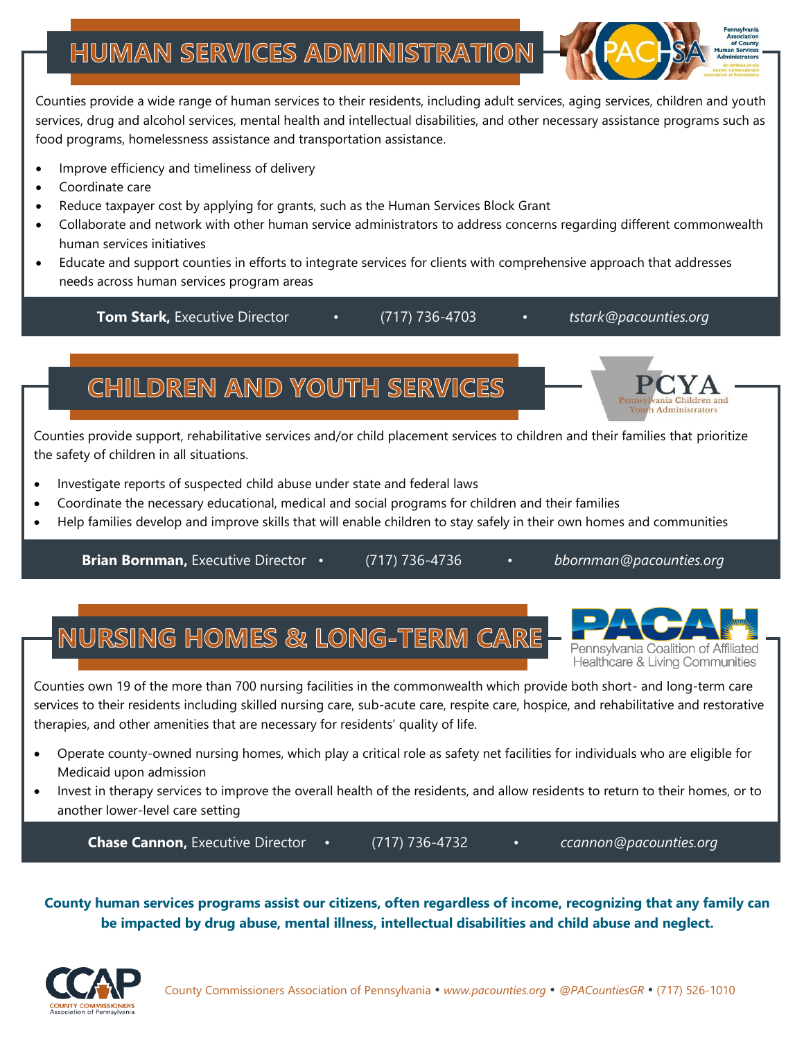## HUMAN SERVICES ADMINISTRATION

PACHSA — Pennsylvania Association of County Human Services Administrators — An Affiliate of the County Commissioners Association of Pennsylvania

Counties provide a wide range of human services to their residents, including adult services, aging services, children and youth services, drug and alcohol services, mental health and intellectual disabilities, and other necessary assistance programs such as food programs, homelessness assistance and transportation assistance.

- Improve efficiency and timeliness of delivery
- Coordinate care
- Reduce taxpayer cost by applying for grants, such as the Human Services Block Grant
- Collaborate and network with other human service administrators to address concerns regarding different commonwealth human services initiatives
- Educate and support counties in efforts to integrate services for clients with comprehensive approach that addresses needs across human services program areas

**Tom Stark,** Executive Director • (717) 736-4703 • *tstark@pacounties.org*

## CHILDREN AND YOUTH SERVICES

PCYA — Pennsylvania Children and Youth Administrators

Counties provide support, rehabilitative services and/or child placement services to children and their families that prioritize the safety of children in all situations.

- Investigate reports of suspected child abuse under state and federal laws
- Coordinate the necessary educational, medical and social programs for children and their families
- Help families develop and improve skills that will enable children to stay safely in their own homes and communities

**Brian Bornman,** Executive Director • (717) 736-4736 • *bbornman@pacounties.org*

## NURSING HOMES & LONG-TERM CARE

PACAH — Pennsylvania Coalition of Affiliated Healthcare & Living Communities

Counties own 19 of the more than 700 nursing facilities in the commonwealth which provide both short- and long-term care services to their residents including skilled nursing care, sub-acute care, respite care, hospice, and rehabilitative and restorative therapies, and other amenities that are necessary for residents' quality of life.

- Operate county-owned nursing homes, which play a critical role as safety net facilities for individuals who are eligible for Medicaid upon admission
- Invest in therapy services to improve the overall health of the residents, and allow residents to return to their homes, or to another lower-level care setting

**Chase Cannon,** Executive Director • (717) 736-4732 • *ccannon@pacounties.org*

**County human services programs assist our citizens, often regardless of income, recognizing that any family can be impacted by drug abuse, mental illness, intellectual disabilities and child abuse and neglect.**

CCAP — County Commissioners Association of Pennsylvania • *www.pacounties.org* • *@PACountiesGR* • (717) 526-1010